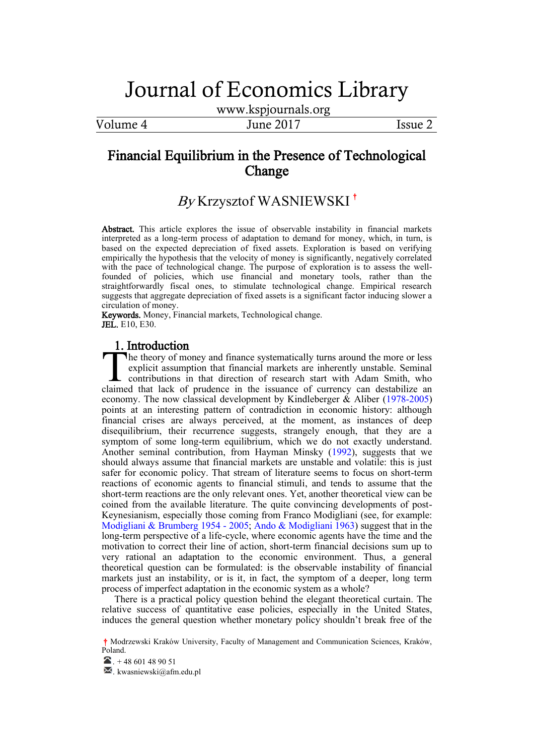# Financial Equilibrium in the Presence of Technological Change

*By* Krzysztof WASNIEWSKI [†]

**Abstract.** This article explores the issue of observable instability in financial markets interpreted as a long-term process of adaptation to demand for money, which, in turn, is based on the expected depreciation of fixed assets. Exploration is based on verifying empirically the hypothesis that the velocity of money is significantly, negatively correlated with the pace of technological change. The purpose of exploration is to assess the well-founded of policies, which use financial and monetary tools, rather than the straightforwardly fiscal ones, to stimulate technological change. Empirical research suggests that aggregate depreciation of fixed assets is a significant factor inducing slower a circulation of money.

**Keywords.** Money, Financial markets, Technological change.

**JEL.** E10, E30.

## 1. Introduction

The theory of money and finance systematically turns around the more or less explicit assumption that financial markets are inherently unstable. Seminal contributions in that direction of research start with Adam Smith, who claimed that lack of prudence in the issuance of currency can destabilize an economy. The now classical development by Kindleberger & Aliber (1978-2005) points at an interesting pattern of contradiction in economic history: although financial crises are always perceived, at the moment, as instances of deep disequilibrium, their recurrence suggests, strangely enough, that they are a symptom of some long-term equilibrium, which we do not exactly understand. Another seminal contribution, from Hayman Minsky (1992), suggests that we should always assume that financial markets are unstable and volatile: this is just safer for economic policy. That stream of literature seems to focus on short-term reactions of economic agents to financial stimuli, and tends to assume that the short-term reactions are the only relevant ones. Yet, another theoretical view can be coined from the available literature. The quite convincing developments of post-Keynesianism, especially those coming from Franco Modigliani (see, for example: Modigliani & Brumberg 1954 - 2005; Ando & Modigliani 1963) suggest that in the long-term perspective of a life-cycle, where economic agents have the time and the motivation to correct their line of action, short-term financial decisions sum up to very rational an adaptation to the economic environment. Thus, a general theoretical question can be formulated: is the observable instability of financial markets just an instability, or is it, in fact, the symptom of a deeper, long term process of imperfect adaptation in the economic system as a whole?

There is a practical policy question behind the elegant theoretical curtain. The relative success of quantitative ease policies, especially in the United States, induces the general question whether monetary policy shouldn't break free of the

---

[†] Modrzewski Kraków University, Faculty of Management and Communication Sciences, Kraków, Poland.

☎. + 48 601 48 90 51

✉. kwasniewski@afm.edu.pl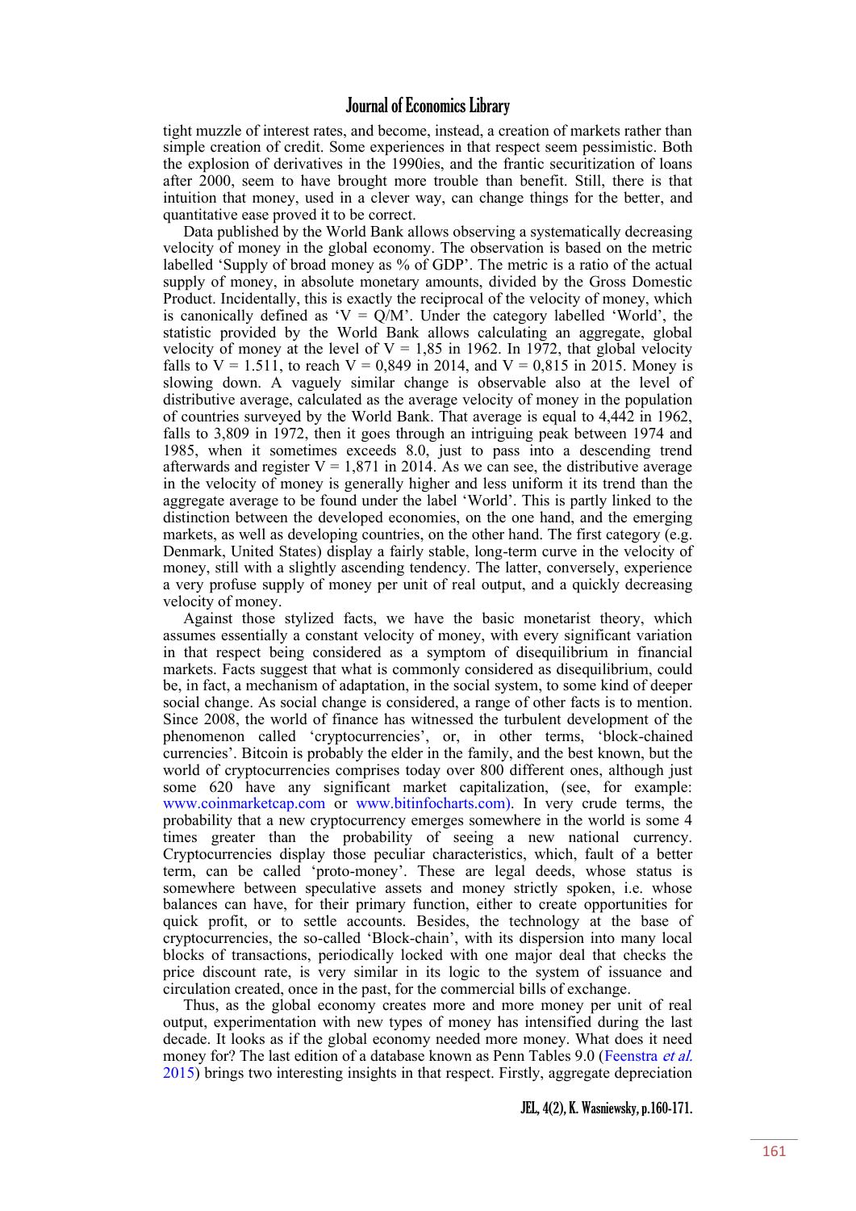tight muzzle of interest rates, and become, instead, a creation of markets rather than simple creation of credit. Some experiences in that respect seem pessimistic. Both the explosion of derivatives in the 1990ies, and the frantic securitization of loans after 2000, seem to have brought more trouble than benefit. Still, there is that intuition that money, used in a clever way, can change things for the better, and quantitative ease proved it to be correct.

Data published by the World Bank allows observing a systematically decreasing velocity of money in the global economy. The observation is based on the metric labelled 'Supply of broad money as % of GDP'. The metric is a ratio of the actual supply of money, in absolute monetary amounts, divided by the Gross Domestic Product. Incidentally, this is exactly the reciprocal of the velocity of money, which is canonically defined as '$V = Q/M$'. Under the category labelled 'World', the statistic provided by the World Bank allows calculating an aggregate, global velocity of money at the level of $V = 1{,}85$ in 1962. In 1972, that global velocity falls to $V = 1.511$, to reach $V = 0{,}849$ in 2014, and $V = 0{,}815$ in 2015. Money is slowing down. A vaguely similar change is observable also at the level of distributive average, calculated as the average velocity of money in the population of countries surveyed by the World Bank. That average is equal to 4,442 in 1962, falls to 3,809 in 1972, then it goes through an intriguing peak between 1974 and 1985, when it sometimes exceeds 8.0, just to pass into a descending trend afterwards and register $V = 1{,}871$ in 2014. As we can see, the distributive average in the velocity of money is generally higher and less uniform it its trend than the aggregate average to be found under the label 'World'. This is partly linked to the distinction between the developed economies, on the one hand, and the emerging markets, as well as developing countries, on the other hand. The first category (e.g. Denmark, United States) display a fairly stable, long-term curve in the velocity of money, still with a slightly ascending tendency. The latter, conversely, experience a very profuse supply of money per unit of real output, and a quickly decreasing velocity of money.

Against those stylized facts, we have the basic monetarist theory, which assumes essentially a constant velocity of money, with every significant variation in that respect being considered as a symptom of disequilibrium in financial markets. Facts suggest that what is commonly considered as disequilibrium, could be, in fact, a mechanism of adaptation, in the social system, to some kind of deeper social change. As social change is considered, a range of other facts is to mention. Since 2008, the world of finance has witnessed the turbulent development of the phenomenon called 'cryptocurrencies', or, in other terms, 'block-chained currencies'. Bitcoin is probably the elder in the family, and the best known, but the world of cryptocurrencies comprises today over 800 different ones, although just some 620 have any significant market capitalization, (see, for example: www.coinmarketcap.com or www.bitinfocharts.com). In very crude terms, the probability that a new cryptocurrency emerges somewhere in the world is some 4 times greater than the probability of seeing a new national currency. Cryptocurrencies display those peculiar characteristics, which, fault of a better term, can be called 'proto-money'. These are legal deeds, whose status is somewhere between speculative assets and money strictly spoken, i.e. whose balances can have, for their primary function, either to create opportunities for quick profit, or to settle accounts. Besides, the technology at the base of cryptocurrencies, the so-called 'Block-chain', with its dispersion into many local blocks of transactions, periodically locked with one major deal that checks the price discount rate, is very similar in its logic to the system of issuance and circulation created, once in the past, for the commercial bills of exchange.

Thus, as the global economy creates more and more money per unit of real output, experimentation with new types of money has intensified during the last decade. It looks as if the global economy needed more money. What does it need money for? The last edition of a database known as Penn Tables 9.0 (Feenstra *et al.* 2015) brings two interesting insights in that respect. Firstly, aggregate depreciation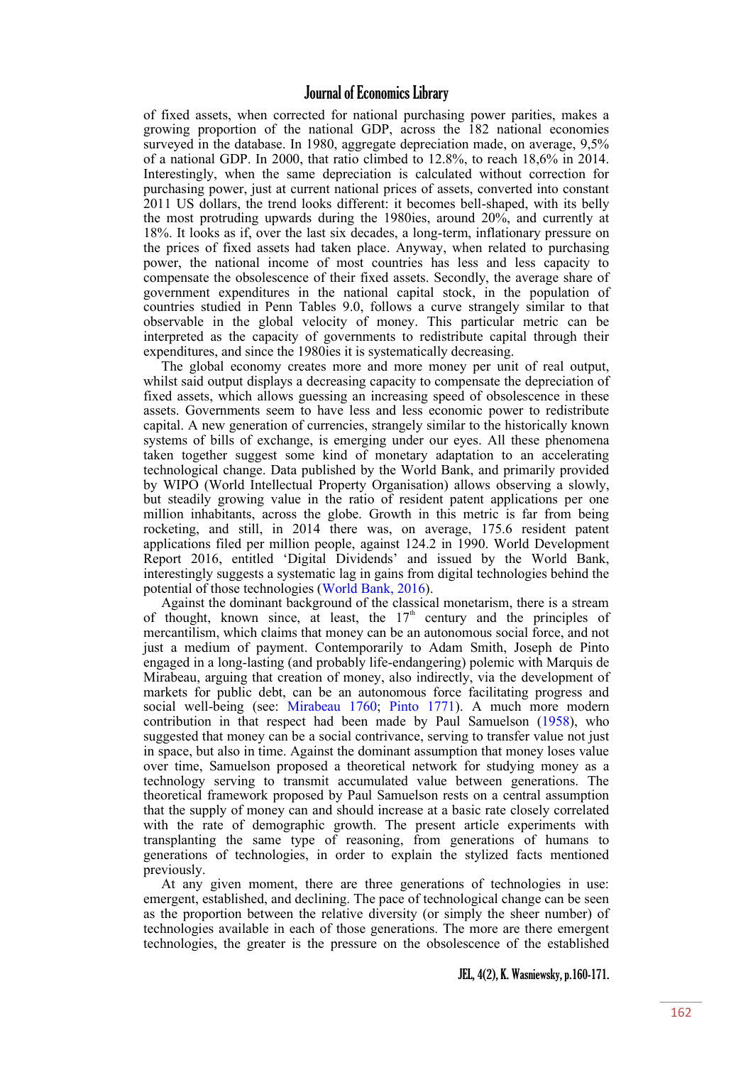of fixed assets, when corrected for national purchasing power parities, makes a growing proportion of the national GDP, across the 182 national economies surveyed in the database. In 1980, aggregate depreciation made, on average, 9,5% of a national GDP. In 2000, that ratio climbed to 12.8%, to reach 18,6% in 2014. Interestingly, when the same depreciation is calculated without correction for purchasing power, just at current national prices of assets, converted into constant 2011 US dollars, the trend looks different: it becomes bell-shaped, with its belly the most protruding upwards during the 1980ies, around 20%, and currently at 18%. It looks as if, over the last six decades, a long-term, inflationary pressure on the prices of fixed assets had taken place. Anyway, when related to purchasing power, the national income of most countries has less and less capacity to compensate the obsolescence of their fixed assets. Secondly, the average share of government expenditures in the national capital stock, in the population of countries studied in Penn Tables 9.0, follows a curve strangely similar to that observable in the global velocity of money. This particular metric can be interpreted as the capacity of governments to redistribute capital through their expenditures, and since the 1980ies it is systematically decreasing.

The global economy creates more and more money per unit of real output, whilst said output displays a decreasing capacity to compensate the depreciation of fixed assets, which allows guessing an increasing speed of obsolescence in these assets. Governments seem to have less and less economic power to redistribute capital. A new generation of currencies, strangely similar to the historically known systems of bills of exchange, is emerging under our eyes. All these phenomena taken together suggest some kind of monetary adaptation to an accelerating technological change. Data published by the World Bank, and primarily provided by WIPO (World Intellectual Property Organisation) allows observing a slowly, but steadily growing value in the ratio of resident patent applications per one million inhabitants, across the globe. Growth in this metric is far from being rocketing, and still, in 2014 there was, on average, 175.6 resident patent applications filed per million people, against 124.2 in 1990. World Development Report 2016, entitled 'Digital Dividends' and issued by the World Bank, interestingly suggests a systematic lag in gains from digital technologies behind the potential of those technologies (World Bank, 2016).

Against the dominant background of the classical monetarism, there is a stream of thought, known since, at least, the 17[th] century and the principles of mercantilism, which claims that money can be an autonomous social force, and not just a medium of payment. Contemporarily to Adam Smith, Joseph de Pinto engaged in a long-lasting (and probably life-endangering) polemic with Marquis de Mirabeau, arguing that creation of money, also indirectly, via the development of markets for public debt, can be an autonomous force facilitating progress and social well-being (see: Mirabeau 1760; Pinto 1771). A much more modern contribution in that respect had been made by Paul Samuelson (1958), who suggested that money can be a social contrivance, serving to transfer value not just in space, but also in time. Against the dominant assumption that money loses value over time, Samuelson proposed a theoretical network for studying money as a technology serving to transmit accumulated value between generations. The theoretical framework proposed by Paul Samuelson rests on a central assumption that the supply of money can and should increase at a basic rate closely correlated with the rate of demographic growth. The present article experiments with transplanting the same type of reasoning, from generations of humans to generations of technologies, in order to explain the stylized facts mentioned previously.

At any given moment, there are three generations of technologies in use: emergent, established, and declining. The pace of technological change can be seen as the proportion between the relative diversity (or simply the sheer number) of technologies available in each of those generations. The more are there emergent technologies, the greater is the pressure on the obsolescence of the established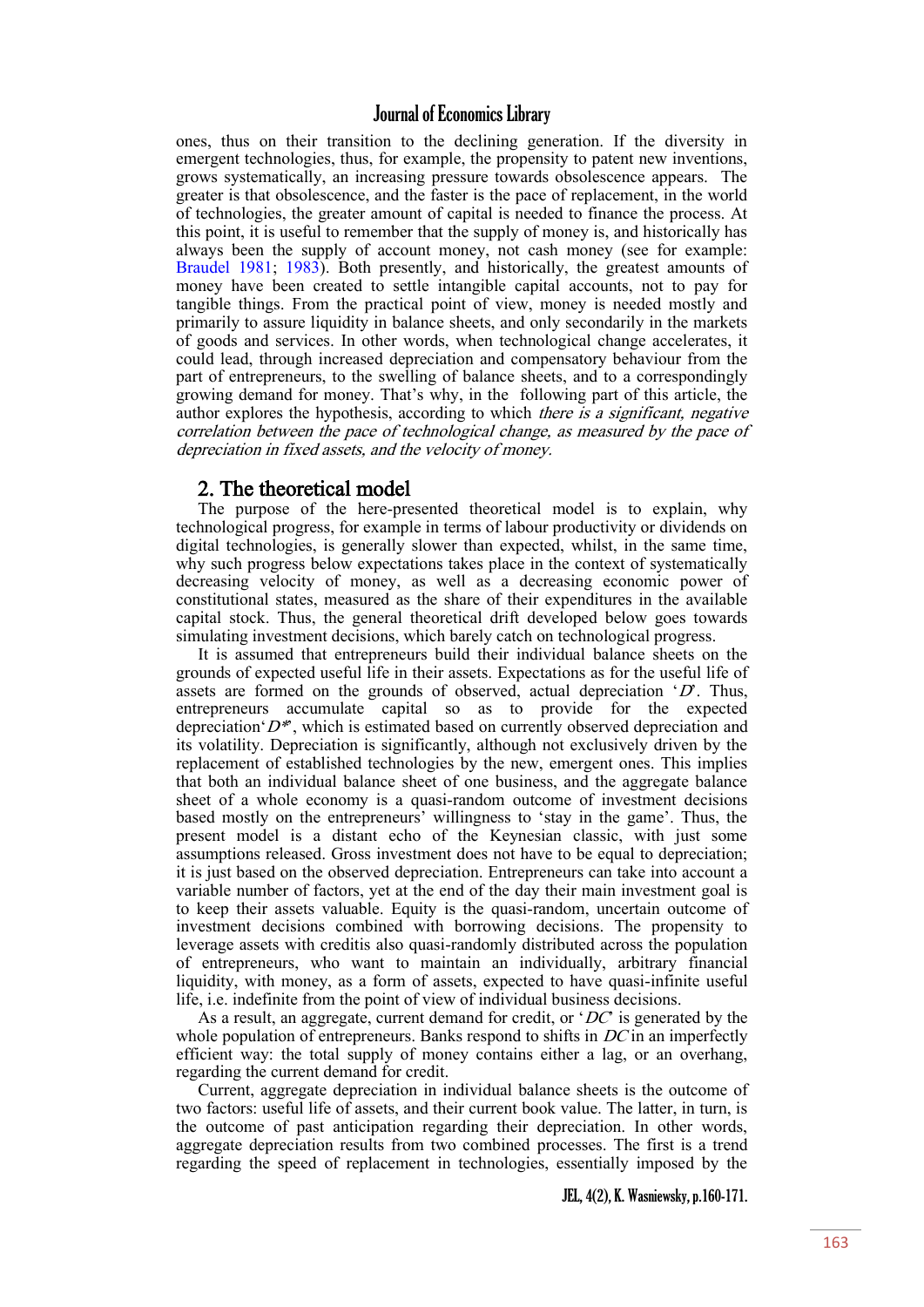ones, thus on their transition to the declining generation. If the diversity in emergent technologies, thus, for example, the propensity to patent new inventions, grows systematically, an increasing pressure towards obsolescence appears. The greater is that obsolescence, and the faster is the pace of replacement, in the world of technologies, the greater amount of capital is needed to finance the process. At this point, it is useful to remember that the supply of money is, and historically has always been the supply of account money, not cash money (see for example: Braudel 1981; 1983). Both presently, and historically, the greatest amounts of money have been created to settle intangible capital accounts, not to pay for tangible things. From the practical point of view, money is needed mostly and primarily to assure liquidity in balance sheets, and only secondarily in the markets of goods and services. In other words, when technological change accelerates, it could lead, through increased depreciation and compensatory behaviour from the part of entrepreneurs, to the swelling of balance sheets, and to a correspondingly growing demand for money. That's why, in the following part of this article, the author explores the hypothesis, according to which *there is a significant, negative correlation between the pace of technological change, as measured by the pace of depreciation in fixed assets, and the velocity of money.*

## 2. The theoretical model

The purpose of the here-presented theoretical model is to explain, why technological progress, for example in terms of labour productivity or dividends on digital technologies, is generally slower than expected, whilst, in the same time, why such progress below expectations takes place in the context of systematically decreasing velocity of money, as well as a decreasing economic power of constitutional states, measured as the share of their expenditures in the available capital stock. Thus, the general theoretical drift developed below goes towards simulating investment decisions, which barely catch on technological progress.

It is assumed that entrepreneurs build their individual balance sheets on the grounds of expected useful life in their assets. Expectations as for the useful life of assets are formed on the grounds of observed, actual depreciation '$D$'. Thus, entrepreneurs accumulate capital so as to provide for the expected depreciation'$D^*$', which is estimated based on currently observed depreciation and its volatility. Depreciation is significantly, although not exclusively driven by the replacement of established technologies by the new, emergent ones. This implies that both an individual balance sheet of one business, and the aggregate balance sheet of a whole economy is a quasi-random outcome of investment decisions based mostly on the entrepreneurs' willingness to 'stay in the game'. Thus, the present model is a distant echo of the Keynesian classic, with just some assumptions released. Gross investment does not have to be equal to depreciation; it is just based on the observed depreciation. Entrepreneurs can take into account a variable number of factors, yet at the end of the day their main investment goal is to keep their assets valuable. Equity is the quasi-random, uncertain outcome of investment decisions combined with borrowing decisions. The propensity to leverage assets with creditis also quasi-randomly distributed across the population of entrepreneurs, who want to maintain an individually, arbitrary financial liquidity, with money, as a form of assets, expected to have quasi-infinite useful life, i.e. indefinite from the point of view of individual business decisions.

As a result, an aggregate, current demand for credit, or '$DC$' is generated by the whole population of entrepreneurs. Banks respond to shifts in $DC$ in an imperfectly efficient way: the total supply of money contains either a lag, or an overhang, regarding the current demand for credit.

Current, aggregate depreciation in individual balance sheets is the outcome of two factors: useful life of assets, and their current book value. The latter, in turn, is the outcome of past anticipation regarding their depreciation. In other words, aggregate depreciation results from two combined processes. The first is a trend regarding the speed of replacement in technologies, essentially imposed by the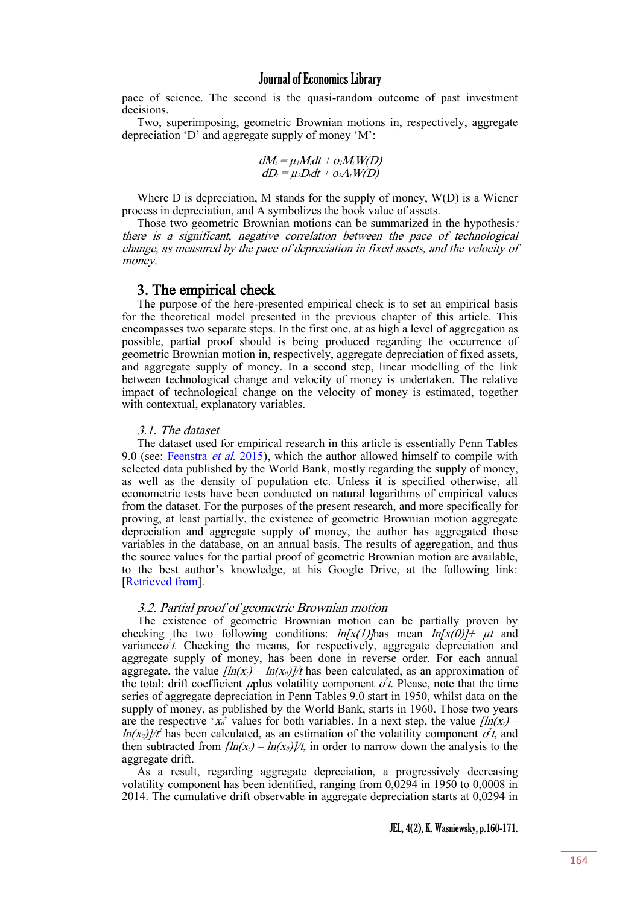pace of science. The second is the quasi-random outcome of past investment decisions.

Two, superimposing, geometric Brownian motions in, respectively, aggregate depreciation 'D' and aggregate supply of money 'M':

$$dM_t = \mu_1 M_t dt + \sigma_1 M_t W(D)$$
$$dD_t = \mu_2 D_t dt + \sigma_2 A_t W(D)$$

Where D is depreciation, M stands for the supply of money, W(D) is a Wiener process in depreciation, and A symbolizes the book value of assets.

Those two geometric Brownian motions can be summarized in the hypothesis: *there is a significant, negative correlation between the pace of technological change, as measured by the pace of depreciation in fixed assets, and the velocity of money.*

## 3. The empirical check

The purpose of the here-presented empirical check is to set an empirical basis for the theoretical model presented in the previous chapter of this article. This encompasses two separate steps. In the first one, at as high a level of aggregation as possible, partial proof should is being produced regarding the occurrence of geometric Brownian motion in, respectively, aggregate depreciation of fixed assets, and aggregate supply of money. In a second step, linear modelling of the link between technological change and velocity of money is undertaken. The relative impact of technological change on the velocity of money is estimated, together with contextual, explanatory variables.

### *3.1. The dataset*

The dataset used for empirical research in this article is essentially Penn Tables 9.0 (see: Feenstra *et al.* 2015), which the author allowed himself to compile with selected data published by the World Bank, mostly regarding the supply of money, as well as the density of population etc. Unless it is specified otherwise, all econometric tests have been conducted on natural logarithms of empirical values from the dataset. For the purposes of the present research, and more specifically for proving, at least partially, the existence of geometric Brownian motion aggregate depreciation and aggregate supply of money, the author has aggregated those variables in the database, on an annual basis. The results of aggregation, and thus the source values for the partial proof of geometric Brownian motion are available, to the best author's knowledge, at his Google Drive, at the following link: [Retrieved from].

### *3.2. Partial proof of geometric Brownian motion*

The existence of geometric Brownian motion can be partially proven by checking the two following conditions: $ln[x(1)]$ has mean $ln[x(0)] + \mu t$ and variance $\sigma^2 t$. Checking the means, for respectively, aggregate depreciation and aggregate supply of money, has been done in reverse order. For each annual aggregate, the value $[ln(x_t) - ln(x_0)]/t$ has been calculated, as an approximation of the total: drift coefficient $\mu$ plus volatility component $\sigma^2 t$. Please, note that the time series of aggregate depreciation in Penn Tables 9.0 start in 1950, whilst data on the supply of money, as published by the World Bank, starts in 1960. Those two years are the respective '$x_0$' values for both variables. In a next step, the value $[ln(x_t) - ln(x_0)]/t^2$ has been calculated, as an estimation of the volatility component $\sigma^2 t$, and then subtracted from $[ln(x_t) - ln(x_0)]/t$, in order to narrow down the analysis to the aggregate drift.

As a result, regarding aggregate depreciation, a progressively decreasing volatility component has been identified, ranging from 0,0294 in 1950 to 0,0008 in 2014. The cumulative drift observable in aggregate depreciation starts at 0,0294 in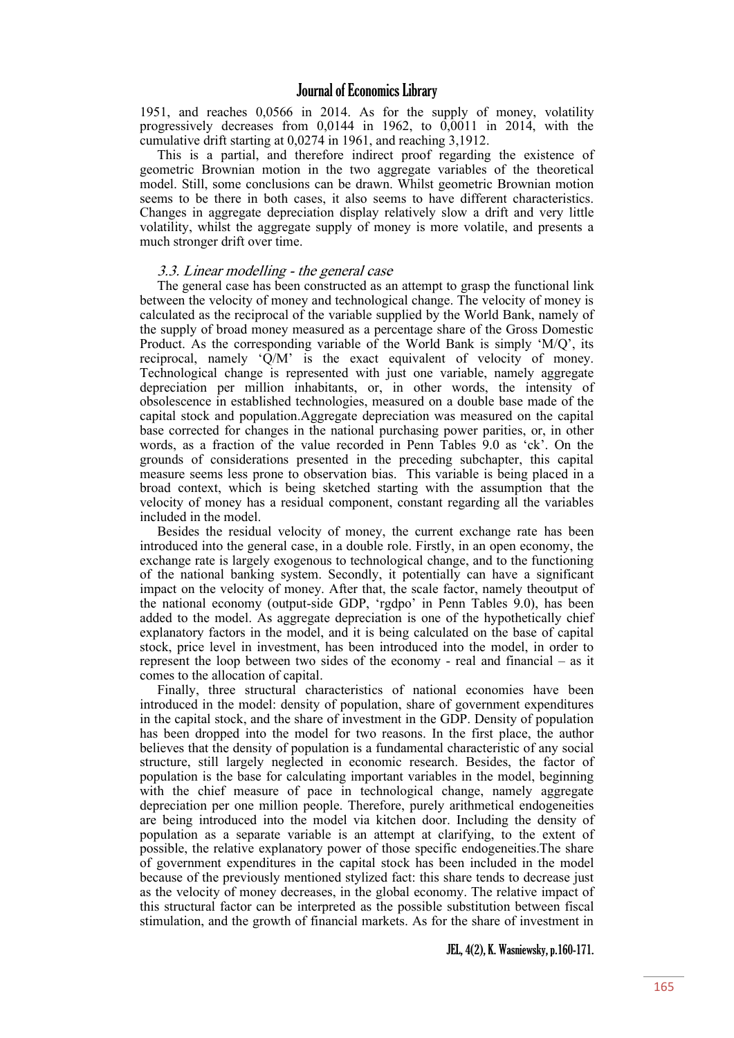1951, and reaches 0,0566 in 2014. As for the supply of money, volatility progressively decreases from 0,0144 in 1962, to 0,0011 in 2014, with the cumulative drift starting at 0,0274 in 1961, and reaching 3,1912.

This is a partial, and therefore indirect proof regarding the existence of geometric Brownian motion in the two aggregate variables of the theoretical model. Still, some conclusions can be drawn. Whilst geometric Brownian motion seems to be there in both cases, it also seems to have different characteristics. Changes in aggregate depreciation display relatively slow a drift and very little volatility, whilst the aggregate supply of money is more volatile, and presents a much stronger drift over time.

### *3.3. Linear modelling - the general case*

The general case has been constructed as an attempt to grasp the functional link between the velocity of money and technological change. The velocity of money is calculated as the reciprocal of the variable supplied by the World Bank, namely of the supply of broad money measured as a percentage share of the Gross Domestic Product. As the corresponding variable of the World Bank is simply 'M/Q', its reciprocal, namely 'Q/M' is the exact equivalent of velocity of money. Technological change is represented with just one variable, namely aggregate depreciation per million inhabitants, or, in other words, the intensity of obsolescence in established technologies, measured on a double base made of the capital stock and population.Aggregate depreciation was measured on the capital base corrected for changes in the national purchasing power parities, or, in other words, as a fraction of the value recorded in Penn Tables 9.0 as 'ck'. On the grounds of considerations presented in the preceding subchapter, this capital measure seems less prone to observation bias. This variable is being placed in a broad context, which is being sketched starting with the assumption that the velocity of money has a residual component, constant regarding all the variables included in the model.

Besides the residual velocity of money, the current exchange rate has been introduced into the general case, in a double role. Firstly, in an open economy, the exchange rate is largely exogenous to technological change, and to the functioning of the national banking system. Secondly, it potentially can have a significant impact on the velocity of money. After that, the scale factor, namely theoutput of the national economy (output-side GDP, 'rgdpo' in Penn Tables 9.0), has been added to the model. As aggregate depreciation is one of the hypothetically chief explanatory factors in the model, and it is being calculated on the base of capital stock, price level in investment, has been introduced into the model, in order to represent the loop between two sides of the economy - real and financial – as it comes to the allocation of capital.

Finally, three structural characteristics of national economies have been introduced in the model: density of population, share of government expenditures in the capital stock, and the share of investment in the GDP. Density of population has been dropped into the model for two reasons. In the first place, the author believes that the density of population is a fundamental characteristic of any social structure, still largely neglected in economic research. Besides, the factor of population is the base for calculating important variables in the model, beginning with the chief measure of pace in technological change, namely aggregate depreciation per one million people. Therefore, purely arithmetical endogeneities are being introduced into the model via kitchen door. Including the density of population as a separate variable is an attempt at clarifying, to the extent of possible, the relative explanatory power of those specific endogeneities.The share of government expenditures in the capital stock has been included in the model because of the previously mentioned stylized fact: this share tends to decrease just as the velocity of money decreases, in the global economy. The relative impact of this structural factor can be interpreted as the possible substitution between fiscal stimulation, and the growth of financial markets. As for the share of investment in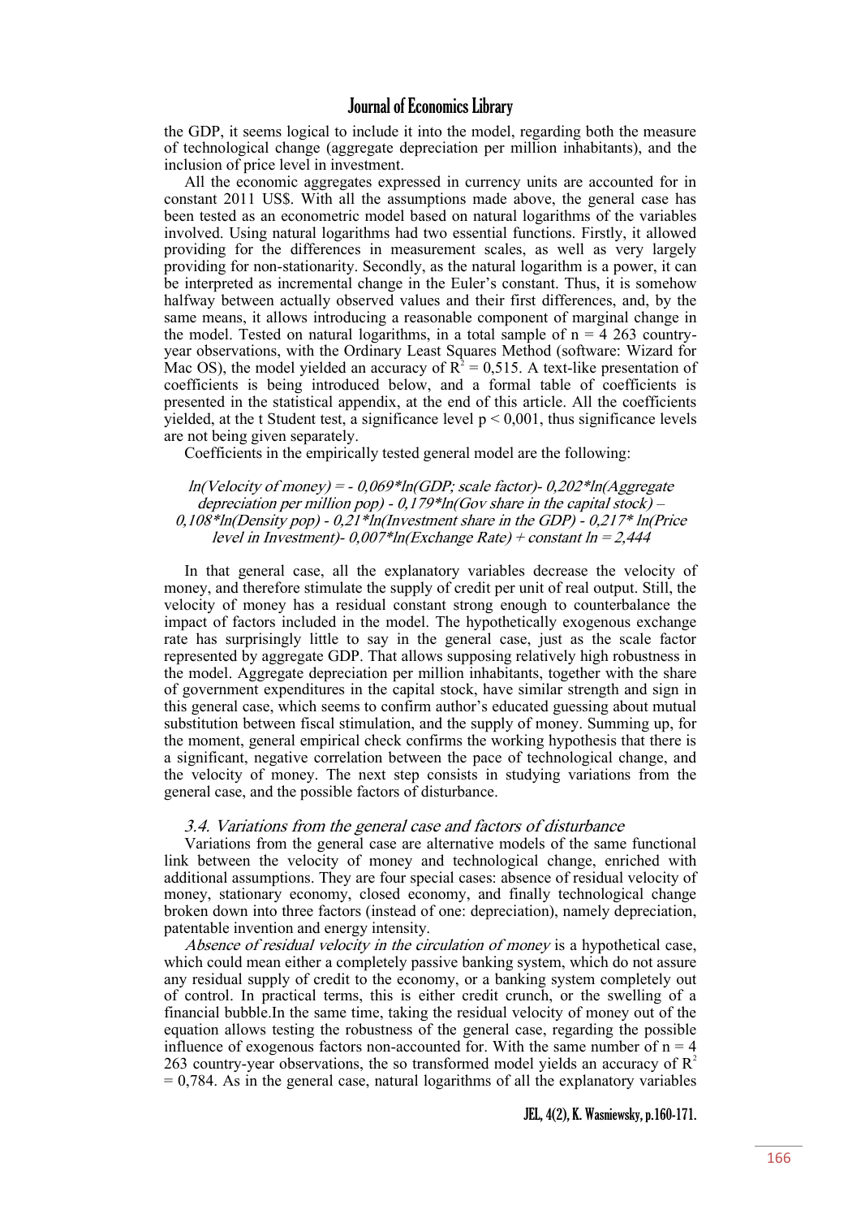the GDP, it seems logical to include it into the model, regarding both the measure of technological change (aggregate depreciation per million inhabitants), and the inclusion of price level in investment.

All the economic aggregates expressed in currency units are accounted for in constant 2011 US$. With all the assumptions made above, the general case has been tested as an econometric model based on natural logarithms of the variables involved. Using natural logarithms had two essential functions. Firstly, it allowed providing for the differences in measurement scales, as well as very largely providing for non-stationarity. Secondly, as the natural logarithm is a power, it can be interpreted as incremental change in the Euler's constant. Thus, it is somehow halfway between actually observed values and their first differences, and, by the same means, it allows introducing a reasonable component of marginal change in the model. Tested on natural logarithms, in a total sample of n = 4 263 country-year observations, with the Ordinary Least Squares Method (software: Wizard for Mac OS), the model yielded an accuracy of $R^2 = 0,515$. A text-like presentation of coefficients is being introduced below, and a formal table of coefficients is presented in the statistical appendix, at the end of this article. All the coefficients yielded, at the t Student test, a significance level $p < 0,001$, thus significance levels are not being given separately.

Coefficients in the empirically tested general model are the following:

*ln(Velocity of money) = - 0,069\*ln(GDP; scale factor)- 0,202\*ln(Aggregate depreciation per million pop) - 0,179\*ln(Gov share in the capital stock) – 0,108\*ln(Density pop) - 0,21\*ln(Investment share in the GDP) - 0,217\* ln(Price level in Investment)- 0,007\*ln(Exchange Rate) + constant ln = 2,444*

In that general case, all the explanatory variables decrease the velocity of money, and therefore stimulate the supply of credit per unit of real output. Still, the velocity of money has a residual constant strong enough to counterbalance the impact of factors included in the model. The hypothetically exogenous exchange rate has surprisingly little to say in the general case, just as the scale factor represented by aggregate GDP. That allows supposing relatively high robustness in the model. Aggregate depreciation per million inhabitants, together with the share of government expenditures in the capital stock, have similar strength and sign in this general case, which seems to confirm author's educated guessing about mutual substitution between fiscal stimulation, and the supply of money. Summing up, for the moment, general empirical check confirms the working hypothesis that there is a significant, negative correlation between the pace of technological change, and the velocity of money. The next step consists in studying variations from the general case, and the possible factors of disturbance.

### *3.4. Variations from the general case and factors of disturbance*

Variations from the general case are alternative models of the same functional link between the velocity of money and technological change, enriched with additional assumptions. They are four special cases: absence of residual velocity of money, stationary economy, closed economy, and finally technological change broken down into three factors (instead of one: depreciation), namely depreciation, patentable invention and energy intensity.

*Absence of residual velocity in the circulation of money* is a hypothetical case, which could mean either a completely passive banking system, which do not assure any residual supply of credit to the economy, or a banking system completely out of control. In practical terms, this is either credit crunch, or the swelling of a financial bubble.In the same time, taking the residual velocity of money out of the equation allows testing the robustness of the general case, regarding the possible influence of exogenous factors non-accounted for. With the same number of n = 4 263 country-year observations, the so transformed model yields an accuracy of $R^2 = 0,784$. As in the general case, natural logarithms of all the explanatory variables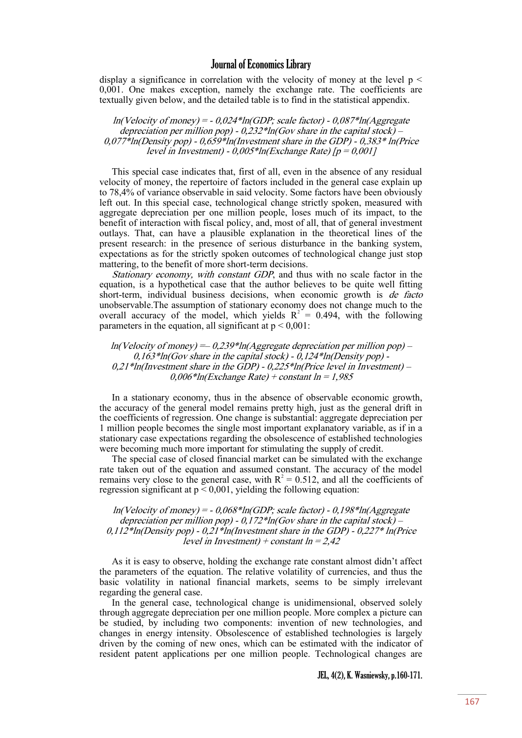display a significance in correlation with the velocity of money at the level $p < 0,001$. One makes exception, namely the exchange rate. The coefficients are textually given below, and the detailed table is to find in the statistical appendix.

*ln(Velocity of money) = - 0,024\*ln(GDP; scale factor) - 0,087\*ln(Aggregate depreciation per million pop) - 0,232\*ln(Gov share in the capital stock) – 0,077\*ln(Density pop) - 0,659\*ln(Investment share in the GDP) - 0,383\* ln(Price level in Investment) - 0,005\*ln(Exchange Rate) [p = 0,001]*

This special case indicates that, first of all, even in the absence of any residual velocity of money, the repertoire of factors included in the general case explain up to 78,4% of variance observable in said velocity. Some factors have been obviously left out. In this special case, technological change strictly spoken, measured with aggregate depreciation per one million people, loses much of its impact, to the benefit of interaction with fiscal policy, and, most of all, that of general investment outlays. That, can have a plausible explanation in the theoretical lines of the present research: in the presence of serious disturbance in the banking system, expectations as for the strictly spoken outcomes of technological change just stop mattering, to the benefit of more short-term decisions.

*Stationary economy, with constant GDP*, and thus with no scale factor in the equation, is a hypothetical case that the author believes to be quite well fitting short-term, individual business decisions, when economic growth is *de facto* unobservable.The assumption of stationary economy does not change much to the overall accuracy of the model, which yields $R^2 = 0.494$, with the following parameters in the equation, all significant at $p < 0,001$:

*ln(Velocity of money) =– 0,239\*ln(Aggregate depreciation per million pop) – 0,163\*ln(Gov share in the capital stock) - 0,124\*ln(Density pop) - 0,21\*ln(Investment share in the GDP) - 0,225\*ln(Price level in Investment) – 0,006\*ln(Exchange Rate) + constant ln = 1,985*

In a stationary economy, thus in the absence of observable economic growth, the accuracy of the general model remains pretty high, just as the general drift in the coefficients of regression. One change is substantial: aggregate depreciation per 1 million people becomes the single most important explanatory variable, as if in a stationary case expectations regarding the obsolescence of established technologies were becoming much more important for stimulating the supply of credit.

The special case of closed financial market can be simulated with the exchange rate taken out of the equation and assumed constant. The accuracy of the model remains very close to the general case, with $R^2 = 0.512$, and all the coefficients of regression significant at $p < 0,001$, yielding the following equation:

*ln(Velocity of money) = - 0,068\*ln(GDP; scale factor) - 0,198\*ln(Aggregate depreciation per million pop) - 0,172\*ln(Gov share in the capital stock) – 0,112\*ln(Density pop) - 0,21\*ln(Investment share in the GDP) - 0,227\* ln(Price level in Investment) + constant ln = 2,42*

As it is easy to observe, holding the exchange rate constant almost didn't affect the parameters of the equation. The relative volatility of currencies, and thus the basic volatility in national financial markets, seems to be simply irrelevant regarding the general case.

In the general case, technological change is unidimensional, observed solely through aggregate depreciation per one million people. More complex a picture can be studied, by including two components: invention of new technologies, and changes in energy intensity. Obsolescence of established technologies is largely driven by the coming of new ones, which can be estimated with the indicator of resident patent applications per one million people. Technological changes are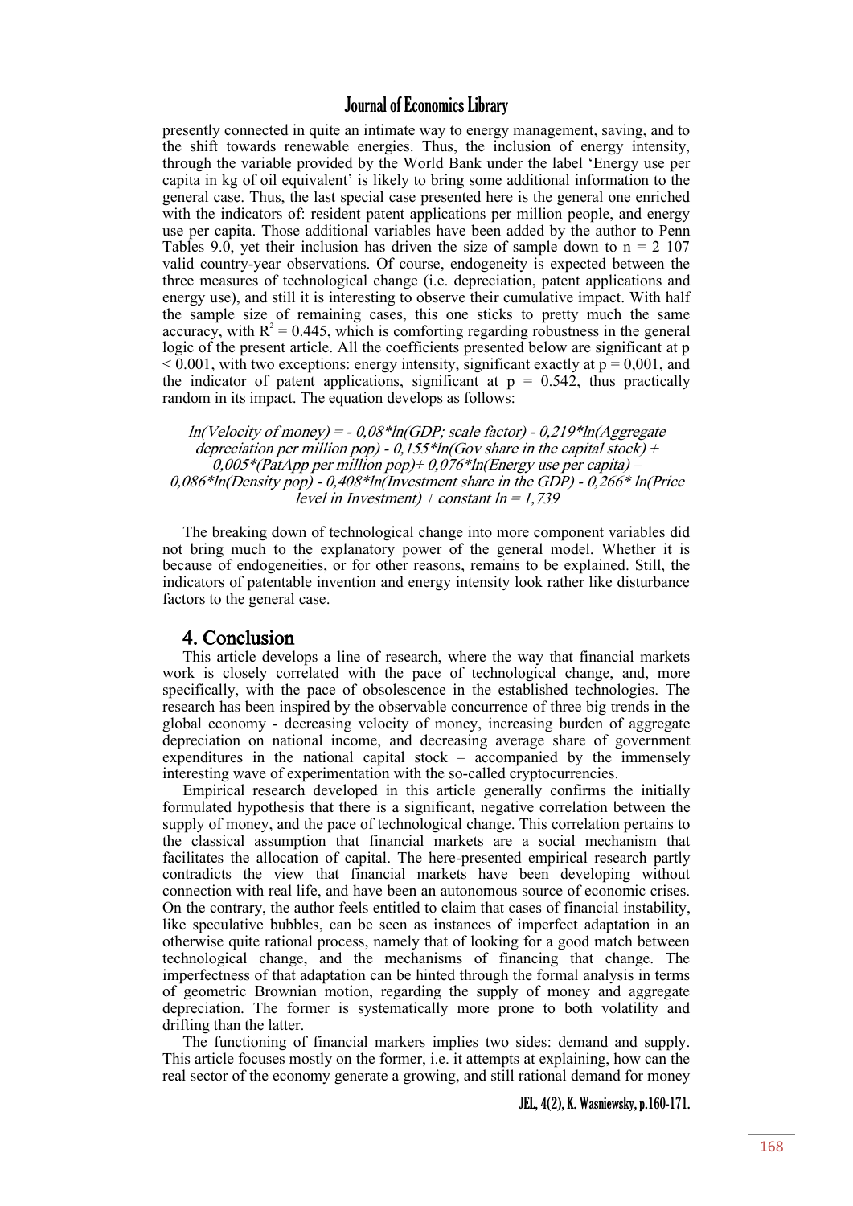presently connected in quite an intimate way to energy management, saving, and to the shift towards renewable energies. Thus, the inclusion of energy intensity, through the variable provided by the World Bank under the label 'Energy use per capita in kg of oil equivalent' is likely to bring some additional information to the general case. Thus, the last special case presented here is the general one enriched with the indicators of: resident patent applications per million people, and energy use per capita. Those additional variables have been added by the author to Penn Tables 9.0, yet their inclusion has driven the size of sample down to n = 2 107 valid country-year observations. Of course, endogeneity is expected between the three measures of technological change (i.e. depreciation, patent applications and energy use), and still it is interesting to observe their cumulative impact. With half the sample size of remaining cases, this one sticks to pretty much the same accuracy, with $R^2 = 0.445$, which is comforting regarding robustness in the general logic of the present article. All the coefficients presented below are significant at $p < 0.001$, with two exceptions: energy intensity, significant exactly at $p = 0,001$, and the indicator of patent applications, significant at $p = 0.542$, thus practically random in its impact. The equation develops as follows:

*ln(Velocity of money) = - 0,08\*ln(GDP; scale factor) - 0,219\*ln(Aggregate depreciation per million pop) - 0,155\*ln(Gov share in the capital stock) + 0,005\*(PatApp per million pop)+ 0,076\*ln(Energy use per capita) – 0,086\*ln(Density pop) - 0,408\*ln(Investment share in the GDP) - 0,266\* ln(Price level in Investment) + constant ln = 1,739*

The breaking down of technological change into more component variables did not bring much to the explanatory power of the general model. Whether it is because of endogeneities, or for other reasons, remains to be explained. Still, the indicators of patentable invention and energy intensity look rather like disturbance factors to the general case.

## 4. Conclusion

This article develops a line of research, where the way that financial markets work is closely correlated with the pace of technological change, and, more specifically, with the pace of obsolescence in the established technologies. The research has been inspired by the observable concurrence of three big trends in the global economy - decreasing velocity of money, increasing burden of aggregate depreciation on national income, and decreasing average share of government expenditures in the national capital stock – accompanied by the immensely interesting wave of experimentation with the so-called cryptocurrencies.

Empirical research developed in this article generally confirms the initially formulated hypothesis that there is a significant, negative correlation between the supply of money, and the pace of technological change. This correlation pertains to the classical assumption that financial markets are a social mechanism that facilitates the allocation of capital. The here-presented empirical research partly contradicts the view that financial markets have been developing without connection with real life, and have been an autonomous source of economic crises. On the contrary, the author feels entitled to claim that cases of financial instability, like speculative bubbles, can be seen as instances of imperfect adaptation in an otherwise quite rational process, namely that of looking for a good match between technological change, and the mechanisms of financing that change. The imperfectness of that adaptation can be hinted through the formal analysis in terms of geometric Brownian motion, regarding the supply of money and aggregate depreciation. The former is systematically more prone to both volatility and drifting than the latter.

The functioning of financial markers implies two sides: demand and supply. This article focuses mostly on the former, i.e. it attempts at explaining, how can the real sector of the economy generate a growing, and still rational demand for money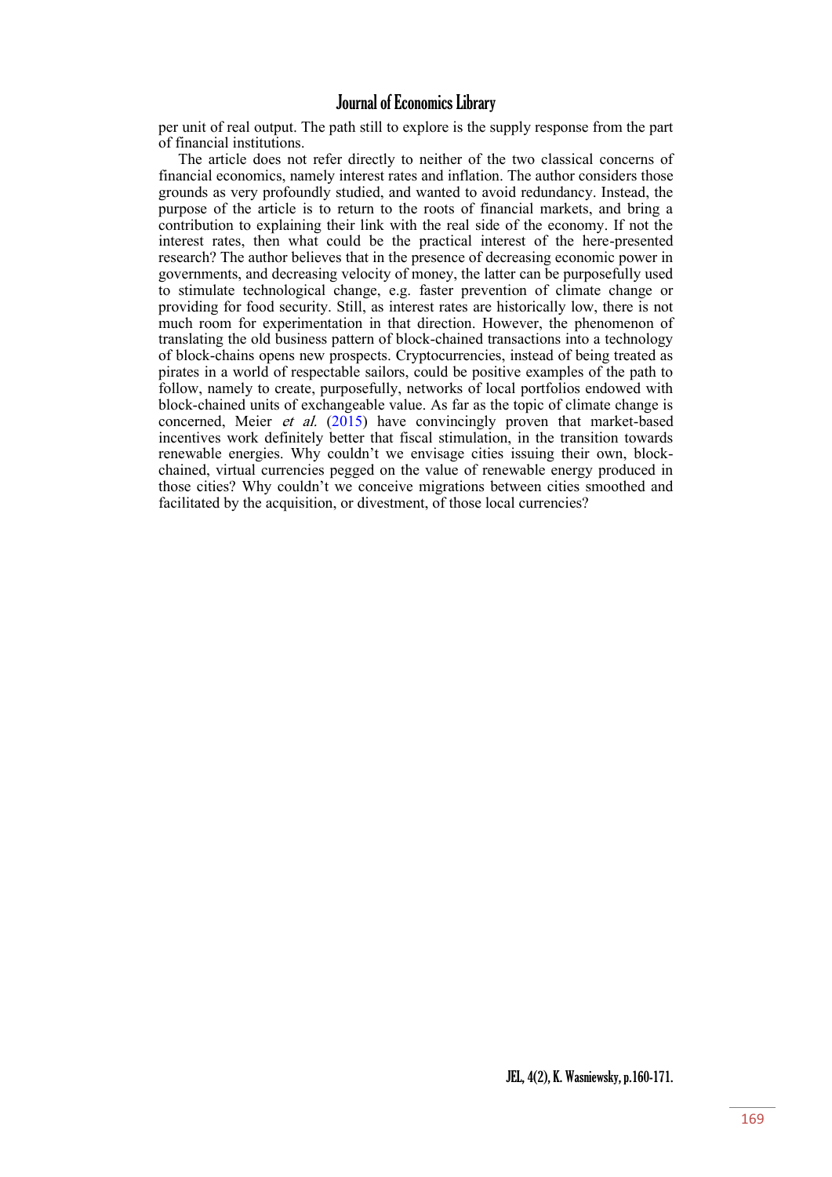per unit of real output. The path still to explore is the supply response from the part of financial institutions.

The article does not refer directly to neither of the two classical concerns of financial economics, namely interest rates and inflation. The author considers those grounds as very profoundly studied, and wanted to avoid redundancy. Instead, the purpose of the article is to return to the roots of financial markets, and bring a contribution to explaining their link with the real side of the economy. If not the interest rates, then what could be the practical interest of the here-presented research? The author believes that in the presence of decreasing economic power in governments, and decreasing velocity of money, the latter can be purposefully used to stimulate technological change, e.g. faster prevention of climate change or providing for food security. Still, as interest rates are historically low, there is not much room for experimentation in that direction. However, the phenomenon of translating the old business pattern of block-chained transactions into a technology of block-chains opens new prospects. Cryptocurrencies, instead of being treated as pirates in a world of respectable sailors, could be positive examples of the path to follow, namely to create, purposefully, networks of local portfolios endowed with block-chained units of exchangeable value. As far as the topic of climate change is concerned, Meier *et al.* (2015) have convincingly proven that market-based incentives work definitely better that fiscal stimulation, in the transition towards renewable energies. Why couldn't we envisage cities issuing their own, block-chained, virtual currencies pegged on the value of renewable energy produced in those cities? Why couldn't we conceive migrations between cities smoothed and facilitated by the acquisition, or divestment, of those local currencies?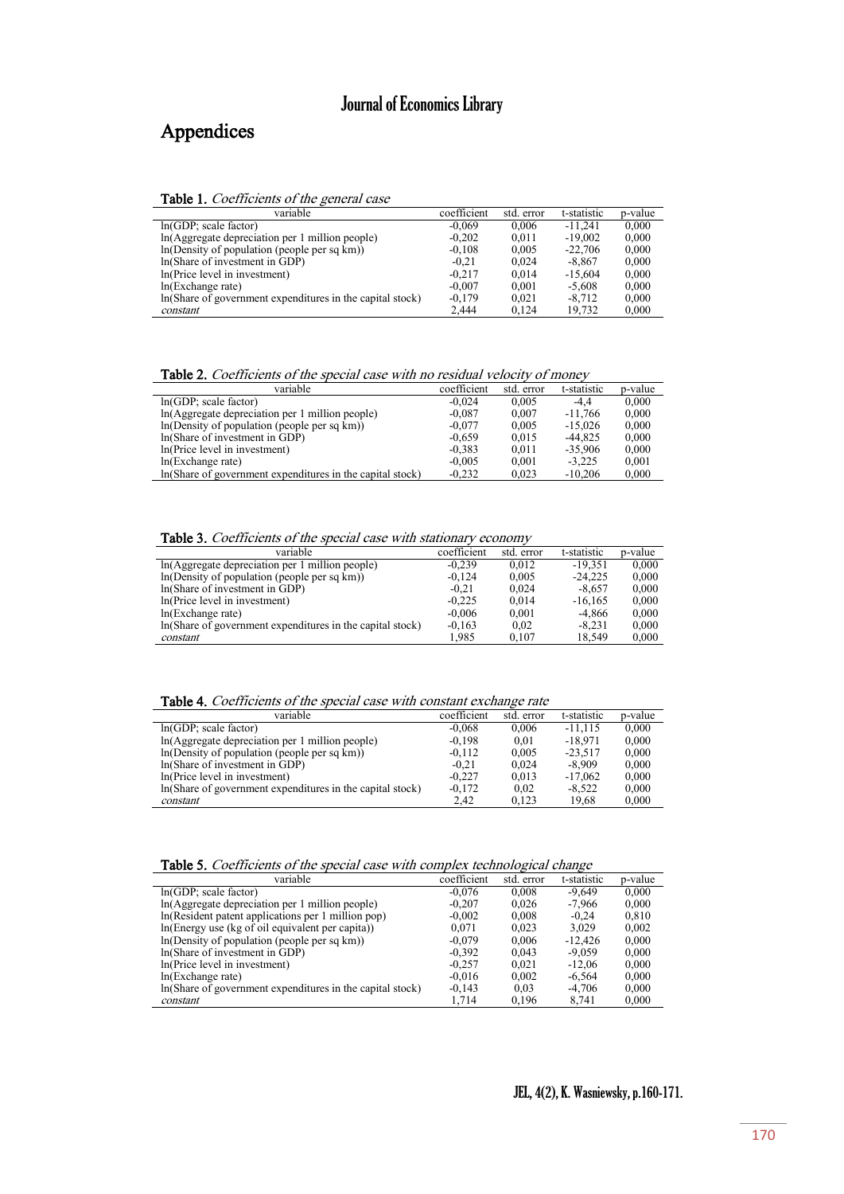# Appendices

**Table 1.** *Coefficients of the general case*

| variable | coefficient | std. error | t-statistic | p-value |
|---|---|---|---|---|
| ln(GDP; scale factor) | -0,069 | 0,006 | -11,241 | 0,000 |
| ln(Aggregate depreciation per 1 million people) | -0,202 | 0,011 | -19,002 | 0,000 |
| ln(Density of population (people per sq km)) | -0,108 | 0,005 | -22,706 | 0,000 |
| ln(Share of investment in GDP) | -0,21 | 0,024 | -8,867 | 0,000 |
| ln(Price level in investment) | -0,217 | 0,014 | -15,604 | 0,000 |
| ln(Exchange rate) | -0,007 | 0,001 | -5,608 | 0,000 |
| ln(Share of government expenditures in the capital stock) | -0,179 | 0,021 | -8,712 | 0,000 |
| *constant* | 2,444 | 0,124 | 19,732 | 0,000 |

**Table 2.** *Coefficients of the special case with no residual velocity of money*

| variable | coefficient | std. error | t-statistic | p-value |
|---|---|---|---|---|
| ln(GDP; scale factor) | -0,024 | 0,005 | -4,4 | 0,000 |
| ln(Aggregate depreciation per 1 million people) | -0,087 | 0,007 | -11,766 | 0,000 |
| ln(Density of population (people per sq km)) | -0,077 | 0,005 | -15,026 | 0,000 |
| ln(Share of investment in GDP) | -0,659 | 0,015 | -44,825 | 0,000 |
| ln(Price level in investment) | -0,383 | 0,011 | -35,906 | 0,000 |
| ln(Exchange rate) | -0,005 | 0,001 | -3,225 | 0,001 |
| ln(Share of government expenditures in the capital stock) | -0,232 | 0,023 | -10,206 | 0,000 |

**Table 3.** *Coefficients of the special case with stationary economy*

| variable | coefficient | std. error | t-statistic | p-value |
|---|---|---|---|---|
| ln(Aggregate depreciation per 1 million people) | -0,239 | 0,012 | -19,351 | 0,000 |
| ln(Density of population (people per sq km)) | -0,124 | 0,005 | -24,225 | 0,000 |
| ln(Share of investment in GDP) | -0,21 | 0,024 | -8,657 | 0,000 |
| ln(Price level in investment) | -0,225 | 0,014 | -16,165 | 0,000 |
| ln(Exchange rate) | -0,006 | 0,001 | -4,866 | 0,000 |
| ln(Share of government expenditures in the capital stock) | -0,163 | 0,02 | -8,231 | 0,000 |
| *constant* | 1,985 | 0,107 | 18,549 | 0,000 |

**Table 4.** *Coefficients of the special case with constant exchange rate*

| variable | coefficient | std. error | t-statistic | p-value |
|---|---|---|---|---|
| ln(GDP; scale factor) | -0,068 | 0,006 | -11,115 | 0,000 |
| ln(Aggregate depreciation per 1 million people) | -0,198 | 0,01 | -18,971 | 0,000 |
| ln(Density of population (people per sq km)) | -0,112 | 0,005 | -23,517 | 0,000 |
| ln(Share of investment in GDP) | -0,21 | 0,024 | -8,909 | 0,000 |
| ln(Price level in investment) | -0,227 | 0,013 | -17,062 | 0,000 |
| ln(Share of government expenditures in the capital stock) | -0,172 | 0,02 | -8,522 | 0,000 |
| *constant* | 2,42 | 0,123 | 19,68 | 0,000 |

**Table 5.** *Coefficients of the special case with complex technological change*

| variable | coefficient | std. error | t-statistic | p-value |
|---|---|---|---|---|
| ln(GDP; scale factor) | -0,076 | 0,008 | -9,649 | 0,000 |
| ln(Aggregate depreciation per 1 million people) | -0,207 | 0,026 | -7,966 | 0,000 |
| ln(Resident patent applications per 1 million pop) | -0,002 | 0,008 | -0,24 | 0,810 |
| ln(Energy use (kg of oil equivalent per capita)) | 0,071 | 0,023 | 3,029 | 0,002 |
| ln(Density of population (people per sq km)) | -0,079 | 0,006 | -12,426 | 0,000 |
| ln(Share of investment in GDP) | -0,392 | 0,043 | -9,059 | 0,000 |
| ln(Price level in investment) | -0,257 | 0,021 | -12,06 | 0,000 |
| ln(Exchange rate) | -0,016 | 0,002 | -6,564 | 0,000 |
| ln(Share of government expenditures in the capital stock) | -0,143 | 0,03 | -4,706 | 0,000 |
| *constant* | 1,714 | 0,196 | 8,741 | 0,000 |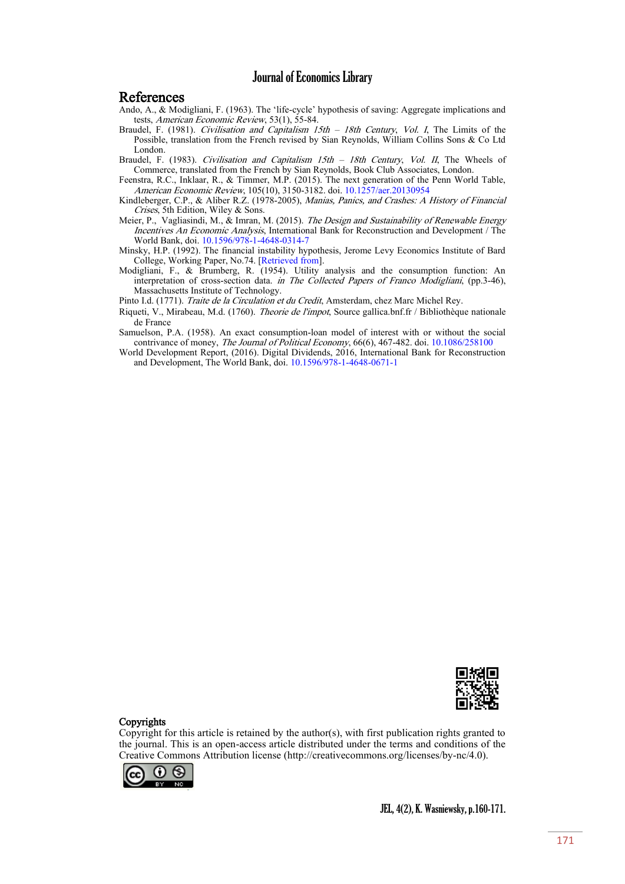## References

Ando, A., & Modigliani, F. (1963). The 'life-cycle' hypothesis of saving: Aggregate implications and tests, *American Economic Review*, 53(1), 55-84.

Braudel, F. (1981). *Civilisation and Capitalism 15th – 18th Century*, *Vol. I*, The Limits of the Possible, translation from the French revised by Sian Reynolds, William Collins Sons & Co Ltd London.

Braudel, F. (1983). *Civilisation and Capitalism 15th – 18th Century*, *Vol. II*, The Wheels of Commerce, translated from the French by Sian Reynolds, Book Club Associates, London.

Feenstra, R.C., Inklaar, R., & Timmer, M.P. (2015). The next generation of the Penn World Table, *American Economic Review*, 105(10), 3150-3182. doi. 10.1257/aer.20130954

Kindleberger, C.P., & Aliber R.Z. (1978-2005), *Manias, Panics, and Crashes: A History of Financial Crises*, 5th Edition, Wiley & Sons.

Meier, P., Vagliasindi, M., & Imran, M. (2015). *The Design and Sustainability of Renewable Energy Incentives An Economic Analysis*, International Bank for Reconstruction and Development / The World Bank, doi. 10.1596/978-1-4648-0314-7

Minsky, H.P. (1992). The financial instability hypothesis, Jerome Levy Economics Institute of Bard College, Working Paper, No.74. [Retrieved from].

Modigliani, F., & Brumberg, R. (1954). Utility analysis and the consumption function: An interpretation of cross-section data. *in The Collected Papers of Franco Modigliani*, (pp.3-46), Massachusetts Institute of Technology.

Pinto I.d. (1771). *Traite de la Circulation et du Credit*, Amsterdam, chez Marc Michel Rey.

Riqueti, V., Mirabeau, M.d. (1760). *Theorie de l'impot*, Source gallica.bnf.fr / Bibliothèque nationale de France

Samuelson, P.A. (1958). An exact consumption-loan model of interest with or without the social contrivance of money, *The Journal of Political Economy*, 66(6), 467-482. doi. 10.1086/258100

World Development Report, (2016). Digital Dividends, 2016, International Bank for Reconstruction and Development, The World Bank, doi. 10.1596/978-1-4648-0671-1

### Copyrights

Copyright for this article is retained by the author(s), with first publication rights granted to the journal. This is an open-access article distributed under the terms and conditions of the Creative Commons Attribution license (http://creativecommons.org/licenses/by-nc/4.0).